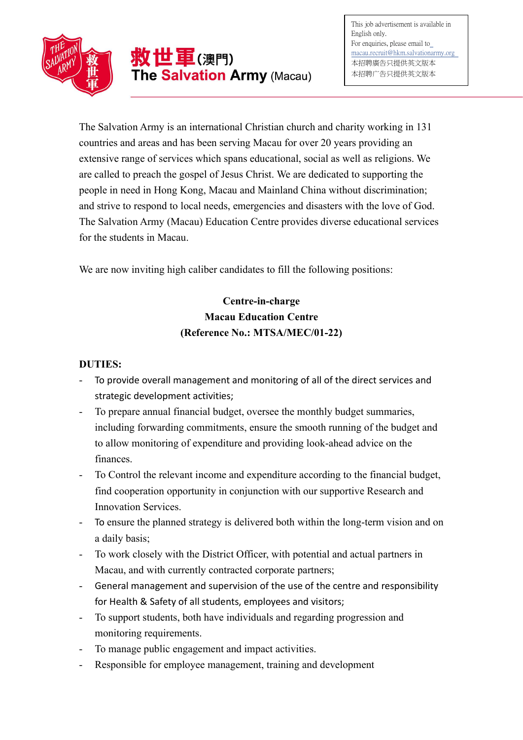# 救世軍(澳門)
# The Salvation Army (Macau)

This job advertisement is available in English only.
For enquiries, please email to macau.recruit@hkm.salvationarmy.org
本招聘廣告只提供英文版本
本招聘广告只提供英文版本

The Salvation Army is an international Christian church and charity working in 131 countries and areas and has been serving Macau for over 20 years providing an extensive range of services which spans educational, social as well as religions. We are called to preach the gospel of Jesus Christ. We are dedicated to supporting the people in need in Hong Kong, Macau and Mainland China without discrimination; and strive to respond to local needs, emergencies and disasters with the love of God. The Salvation Army (Macau) Education Centre provides diverse educational services for the students in Macau.

We are now inviting high caliber candidates to fill the following positions:

**Centre-in-charge**
**Macau Education Centre**
**(Reference No.: MTSA/MEC/01-22)**

**DUTIES:**

- To provide overall management and monitoring of all of the direct services and strategic development activities;
- To prepare annual financial budget, oversee the monthly budget summaries, including forwarding commitments, ensure the smooth running of the budget and to allow monitoring of expenditure and providing look-ahead advice on the finances.
- To Control the relevant income and expenditure according to the financial budget, find cooperation opportunity in conjunction with our supportive Research and Innovation Services.
- To ensure the planned strategy is delivered both within the long-term vision and on a daily basis;
- To work closely with the District Officer, with potential and actual partners in Macau, and with currently contracted corporate partners;
- General management and supervision of the use of the centre and responsibility for Health & Safety of all students, employees and visitors;
- To support students, both have individuals and regarding progression and monitoring requirements.
- To manage public engagement and impact activities.
- Responsible for employee management, training and development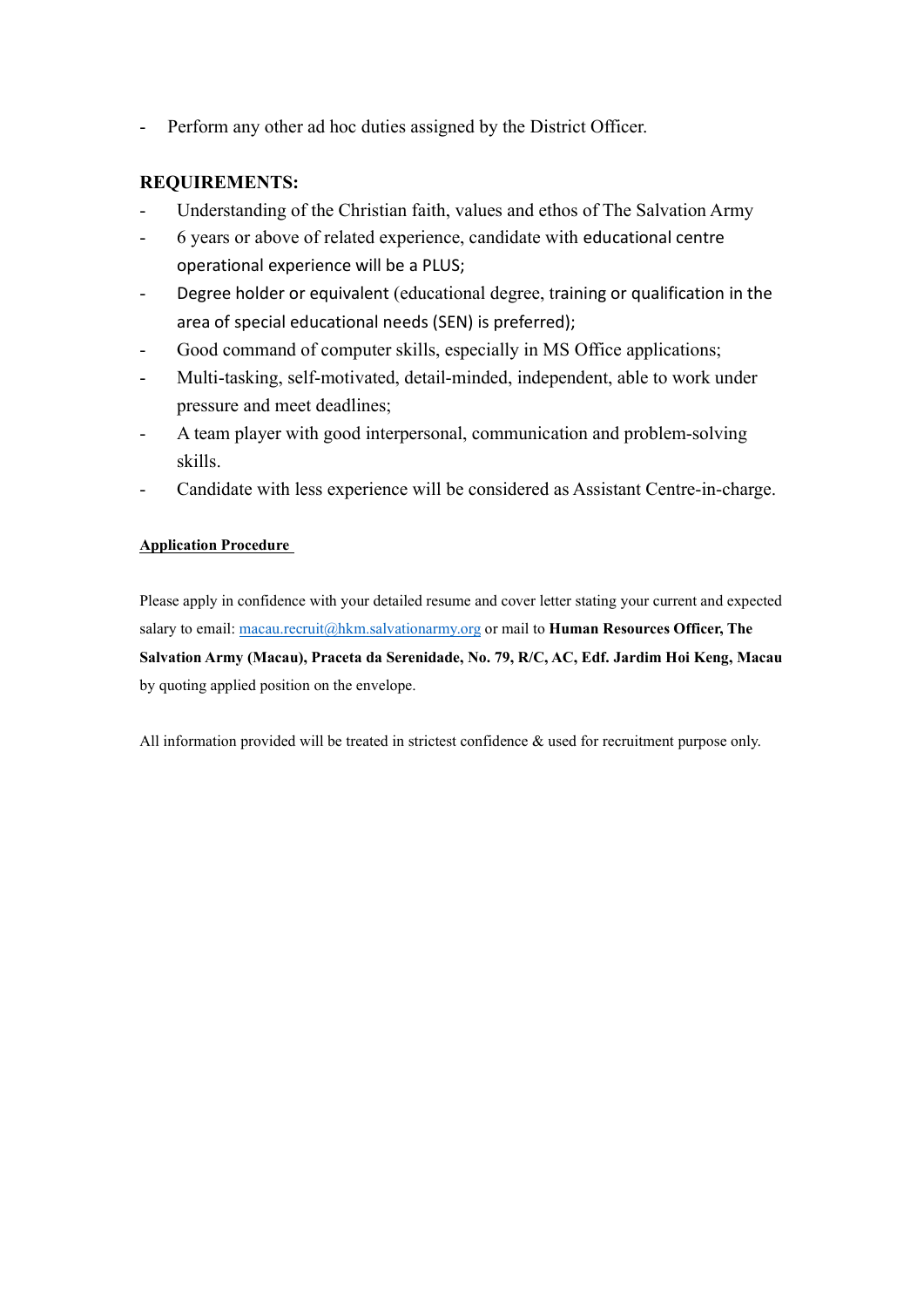- Perform any other ad hoc duties assigned by the District Officer.

## REQUIREMENTS:

- Understanding of the Christian faith, values and ethos of The Salvation Army
- 6 years or above of related experience, candidate with educational centre operational experience will be a PLUS;
- Degree holder or equivalent (educational degree, training or qualification in the area of special educational needs (SEN) is preferred);
- Good command of computer skills, especially in MS Office applications;
- Multi-tasking, self-motivated, detail-minded, independent, able to work under pressure and meet deadlines;
- A team player with good interpersonal, communication and problem-solving skills.
- Candidate with less experience will be considered as Assistant Centre-in-charge.

**Application Procedure**

Please apply in confidence with your detailed resume and cover letter stating your current and expected salary to email: macau.recruit@hkm.salvationarmy.org or mail to **Human Resources Officer, The Salvation Army (Macau), Praceta da Serenidade, No. 79, R/C, AC, Edf. Jardim Hoi Keng, Macau** by quoting applied position on the envelope.

All information provided will be treated in strictest confidence & used for recruitment purpose only.